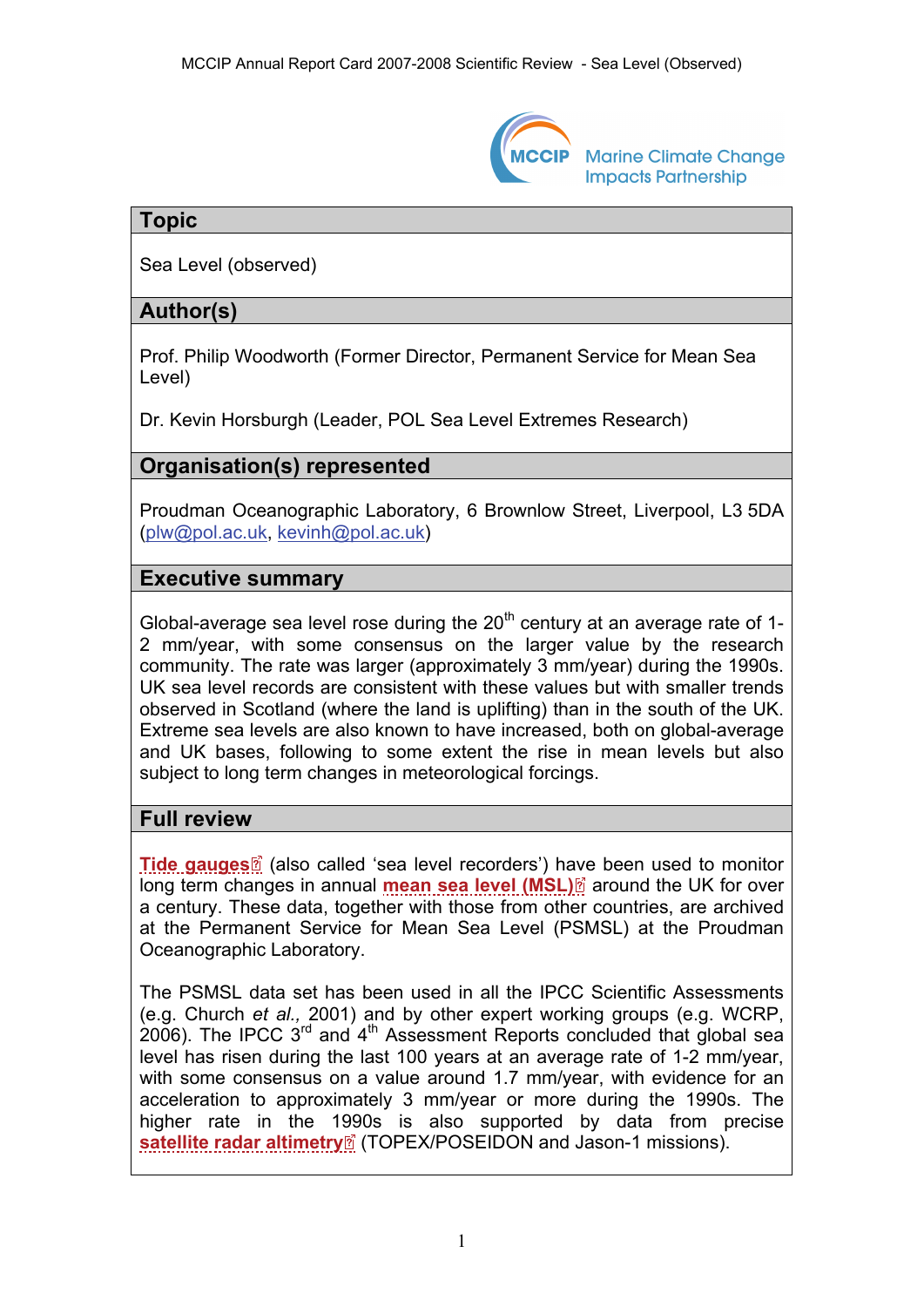## Topic

Sea Level (observed)

## Author(s)

Prof. Philip Woodworth (Former Director, Permanent Service for Mean Sea Level)

Dr. Kevin Horsburgh (Leader, POL Sea Level Extremes Research)

## Organisation(s) represented

Proudman Oceanographic Laboratory, 6 Brownlow Street, Liverpool, L3 5DA (plw@pol.ac.uk, kevinh@pol.ac.uk)

## Executive summary

Global-average sea level rose during the 20th century at an average rate of 1-2 mm/year, with some consensus on the larger value by the research community. The rate was larger (approximately 3 mm/year) during the 1990s. UK sea level records are consistent with these values but with smaller trends observed in Scotland (where the land is uplifting) than in the south of the UK. Extreme sea levels are also known to have increased, both on global-average and UK bases, following to some extent the rise in mean levels but also subject to long term changes in meteorological forcings.

## Full review

**Tide gauges** (also called 'sea level recorders') have been used to monitor long term changes in annual **mean sea level (MSL)** around the UK for over a century. These data, together with those from other countries, are archived at the Permanent Service for Mean Sea Level (PSMSL) at the Proudman Oceanographic Laboratory.

The PSMSL data set has been used in all the IPCC Scientific Assessments (e.g. Church *et al.,* 2001) and by other expert working groups (e.g. WCRP, 2006). The IPCC 3rd and 4th Assessment Reports concluded that global sea level has risen during the last 100 years at an average rate of 1-2 mm/year, with some consensus on a value around 1.7 mm/year, with evidence for an acceleration to approximately 3 mm/year or more during the 1990s. The higher rate in the 1990s is also supported by data from precise **satellite radar altimetry** (TOPEX/POSEIDON and Jason-1 missions).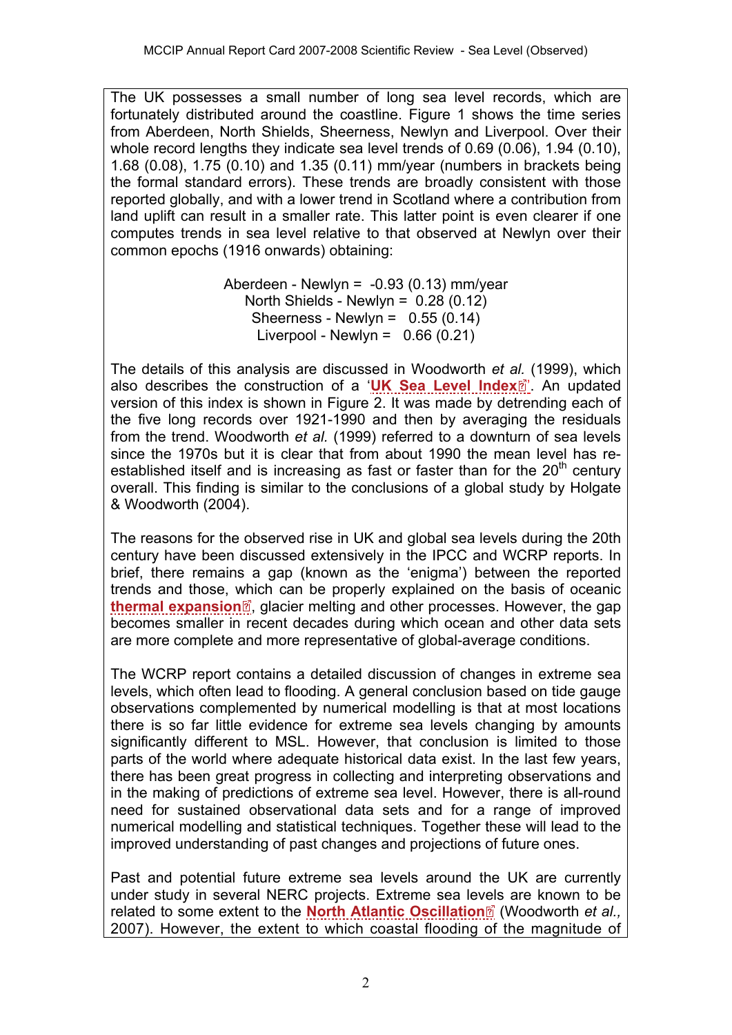The UK possesses a small number of long sea level records, which are fortunately distributed around the coastline. Figure 1 shows the time series from Aberdeen, North Shields, Sheerness, Newlyn and Liverpool. Over their whole record lengths they indicate sea level trends of 0.69 (0.06), 1.94 (0.10), 1.68 (0.08), 1.75 (0.10) and 1.35 (0.11) mm/year (numbers in brackets being the formal standard errors). These trends are broadly consistent with those reported globally, and with a lower trend in Scotland where a contribution from land uplift can result in a smaller rate. This latter point is even clearer if one computes trends in sea level relative to that observed at Newlyn over their common epochs (1916 onwards) obtaining:

Aberdeen - Newlyn = -0.93 (0.13) mm/year
North Shields - Newlyn = 0.28 (0.12)
Sheerness - Newlyn = 0.55 (0.14)
Liverpool - Newlyn = 0.66 (0.21)

The details of this analysis are discussed in Woodworth *et al.* (1999), which also describes the construction of a '**UK Sea Level Index**'. An updated version of this index is shown in Figure 2. It was made by detrending each of the five long records over 1921-1990 and then by averaging the residuals from the trend. Woodworth *et al.* (1999) referred to a downturn of sea levels since the 1970s but it is clear that from about 1990 the mean level has re-established itself and is increasing as fast or faster than for the 20th century overall. This finding is similar to the conclusions of a global study by Holgate & Woodworth (2004).

The reasons for the observed rise in UK and global sea levels during the 20th century have been discussed extensively in the IPCC and WCRP reports. In brief, there remains a gap (known as the 'enigma') between the reported trends and those, which can be properly explained on the basis of oceanic **thermal expansion**, glacier melting and other processes. However, the gap becomes smaller in recent decades during which ocean and other data sets are more complete and more representative of global-average conditions.

The WCRP report contains a detailed discussion of changes in extreme sea levels, which often lead to flooding. A general conclusion based on tide gauge observations complemented by numerical modelling is that at most locations there is so far little evidence for extreme sea levels changing by amounts significantly different to MSL. However, that conclusion is limited to those parts of the world where adequate historical data exist. In the last few years, there has been great progress in collecting and interpreting observations and in the making of predictions of extreme sea level. However, there is all-round need for sustained observational data sets and for a range of improved numerical modelling and statistical techniques. Together these will lead to the improved understanding of past changes and projections of future ones.

Past and potential future extreme sea levels around the UK are currently under study in several NERC projects. Extreme sea levels are known to be related to some extent to the **North Atlantic Oscillation** (Woodworth *et al.*, 2007). However, the extent to which coastal flooding of the magnitude of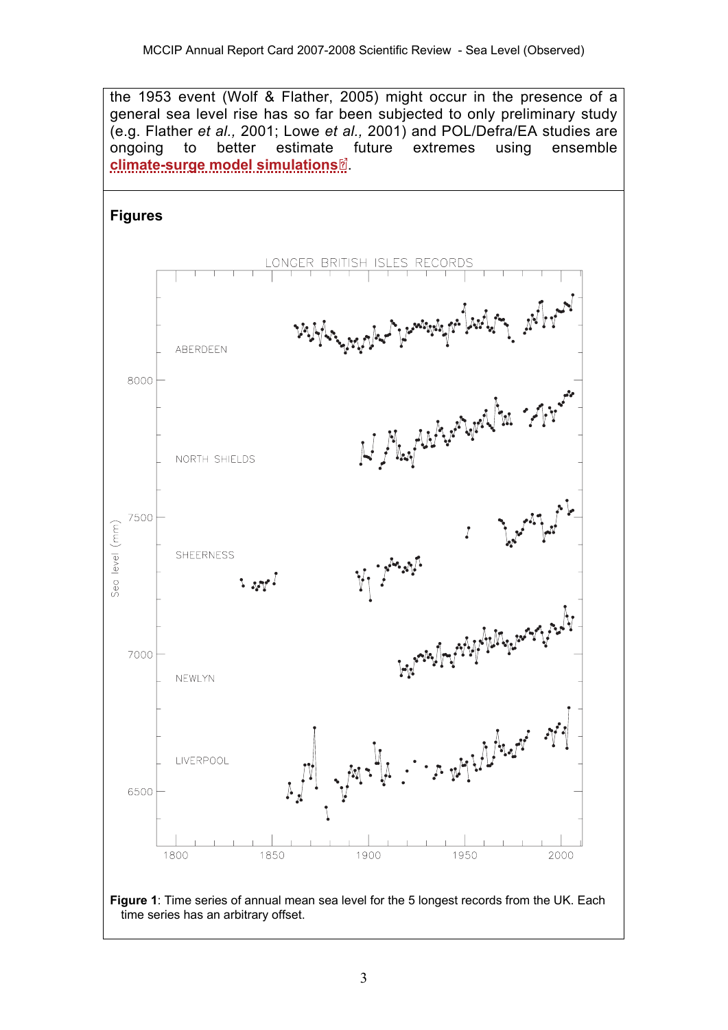the 1953 event (Wolf & Flather, 2005) might occur in the presence of a general sea level rise has so far been subjected to only preliminary study (e.g. Flather *et al.,* 2001; Lowe *et al.,* 2001) and POL/Defra/EA studies are ongoing to better estimate future extremes using ensemble **climate-surge model simulations**.

## Figures

**Figure 1**: Time series of annual mean sea level for the 5 longest records from the UK. Each time series has an arbitrary offset.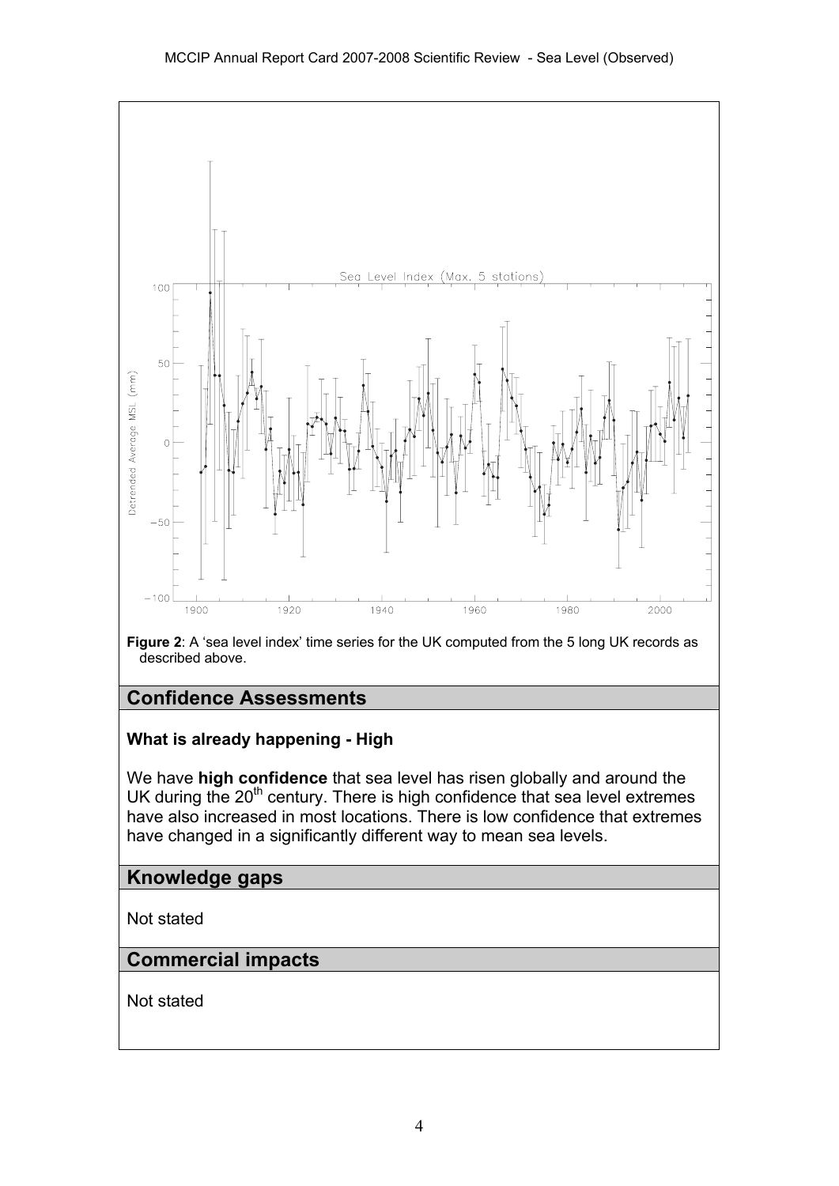**Figure 2**: A 'sea level index' time series for the UK computed from the 5 long UK records as described above.

## Confidence Assessments

**What is already happening - High**

We have **high confidence** that sea level has risen globally and around the UK during the 20th century. There is high confidence that sea level extremes have also increased in most locations. There is low confidence that extremes have changed in a significantly different way to mean sea levels.

## Knowledge gaps

Not stated

## Commercial impacts

Not stated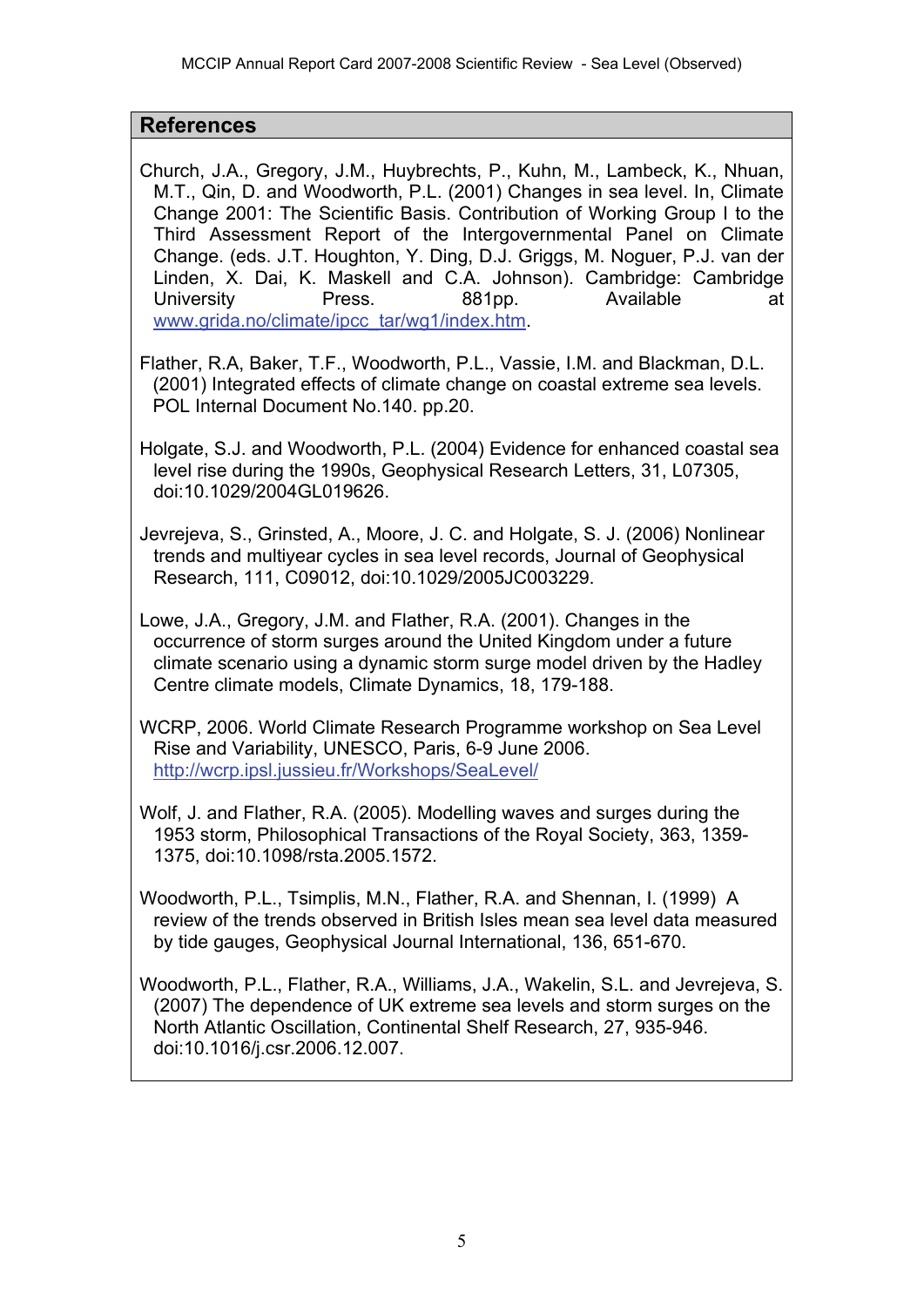## References

Church, J.A., Gregory, J.M., Huybrechts, P., Kuhn, M., Lambeck, K., Nhuan, M.T., Qin, D. and Woodworth, P.L. (2001) Changes in sea level. In, Climate Change 2001: The Scientific Basis. Contribution of Working Group I to the Third Assessment Report of the Intergovernmental Panel on Climate Change. (eds. J.T. Houghton, Y. Ding, D.J. Griggs, M. Noguer, P.J. van der Linden, X. Dai, K. Maskell and C.A. Johnson). Cambridge: Cambridge University Press. 881pp. Available at www.grida.no/climate/ipcc_tar/wg1/index.htm.

Flather, R.A, Baker, T.F., Woodworth, P.L., Vassie, I.M. and Blackman, D.L. (2001) Integrated effects of climate change on coastal extreme sea levels. POL Internal Document No.140. pp.20.

Holgate, S.J. and Woodworth, P.L. (2004) Evidence for enhanced coastal sea level rise during the 1990s, Geophysical Research Letters, 31, L07305, doi:10.1029/2004GL019626.

Jevrejeva, S., Grinsted, A., Moore, J. C. and Holgate, S. J. (2006) Nonlinear trends and multiyear cycles in sea level records, Journal of Geophysical Research, 111, C09012, doi:10.1029/2005JC003229.

Lowe, J.A., Gregory, J.M. and Flather, R.A. (2001). Changes in the occurrence of storm surges around the United Kingdom under a future climate scenario using a dynamic storm surge model driven by the Hadley Centre climate models, Climate Dynamics, 18, 179-188.

WCRP, 2006. World Climate Research Programme workshop on Sea Level Rise and Variability, UNESCO, Paris, 6-9 June 2006. http://wcrp.ipsl.jussieu.fr/Workshops/SeaLevel/

Wolf, J. and Flather, R.A. (2005). Modelling waves and surges during the 1953 storm, Philosophical Transactions of the Royal Society, 363, 1359-1375, doi:10.1098/rsta.2005.1572.

Woodworth, P.L., Tsimplis, M.N., Flather, R.A. and Shennan, I. (1999) A review of the trends observed in British Isles mean sea level data measured by tide gauges, Geophysical Journal International, 136, 651-670.

Woodworth, P.L., Flather, R.A., Williams, J.A., Wakelin, S.L. and Jevrejeva, S. (2007) The dependence of UK extreme sea levels and storm surges on the North Atlantic Oscillation, Continental Shelf Research, 27, 935-946. doi:10.1016/j.csr.2006.12.007.